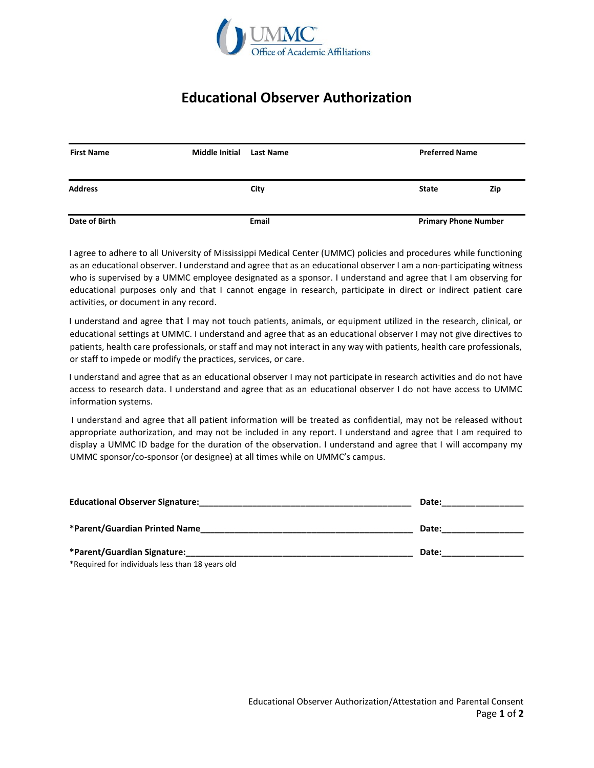UMMC
Office of Academic Affiliations

# Educational Observer Authorization

| **First Name** | **Middle Initial** | **Last Name** | **Preferred Name** | |
|---|---|---|---|---|
| | | | | |
| **Address** | | **City** | **State** | **Zip** |
| | | | | |
| **Date of Birth** | | **Email** | **Primary Phone Number** | |
| | | | | |

I agree to adhere to all University of Mississippi Medical Center (UMMC) policies and procedures while functioning as an educational observer. I understand and agree that as an educational observer I am a non-participating witness who is supervised by a UMMC employee designated as a sponsor. I understand and agree that I am observing for educational purposes only and that I cannot engage in research, participate in direct or indirect patient care activities, or document in any record.

I understand and agree that I may not touch patients, animals, or equipment utilized in the research, clinical, or educational settings at UMMC. I understand and agree that as an educational observer I may not give directives to patients, health care professionals, or staff and may not interact in any way with patients, health care professionals, or staff to impede or modify the practices, services, or care.

I understand and agree that as an educational observer I may not participate in research activities and do not have access to research data. I understand and agree that as an educational observer I do not have access to UMMC information systems.

I understand and agree that all patient information will be treated as confidential, may not be released without appropriate authorization, and may not be included in any report. I understand and agree that I am required to display a UMMC ID badge for the duration of the observation. I understand and agree that I will accompany my UMMC sponsor/co-sponsor (or designee) at all times while on UMMC's campus.

**Educational Observer Signature:**_____________________________________________ **Date:**_________________

***Parent/Guardian Printed Name**_____________________________________________ **Date:**_________________

***Parent/Guardian Signature:**_______________________________________________ **Date:**_________________

*Required for individuals less than 18 years old

Educational Observer Authorization/Attestation and Parental Consent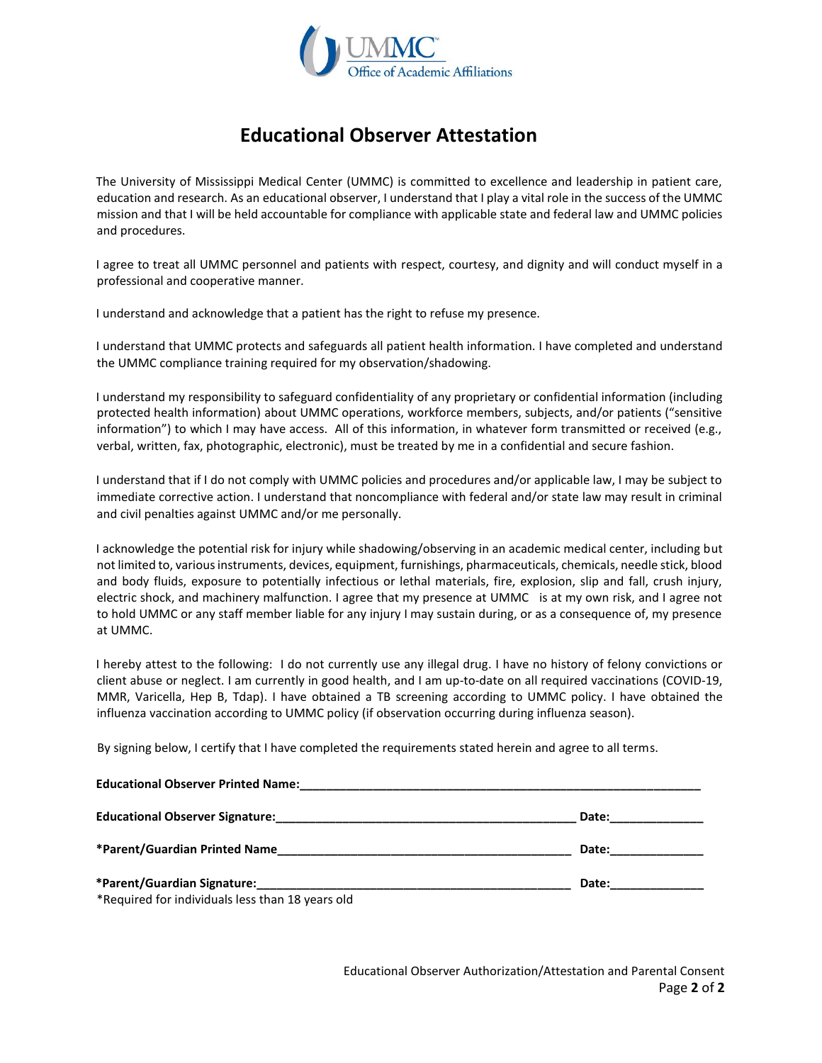UMMC
Office of Academic Affiliations

# Educational Observer Attestation

The University of Mississippi Medical Center (UMMC) is committed to excellence and leadership in patient care, education and research. As an educational observer, I understand that I play a vital role in the success of the UMMC mission and that I will be held accountable for compliance with applicable state and federal law and UMMC policies and procedures.

I agree to treat all UMMC personnel and patients with respect, courtesy, and dignity and will conduct myself in a professional and cooperative manner.

I understand and acknowledge that a patient has the right to refuse my presence.

I understand that UMMC protects and safeguards all patient health information. I have completed and understand the UMMC compliance training required for my observation/shadowing.

I understand my responsibility to safeguard confidentiality of any proprietary or confidential information (including protected health information) about UMMC operations, workforce members, subjects, and/or patients ("sensitive information") to which I may have access. All of this information, in whatever form transmitted or received (e.g., verbal, written, fax, photographic, electronic), must be treated by me in a confidential and secure fashion.

I understand that if I do not comply with UMMC policies and procedures and/or applicable law, I may be subject to immediate corrective action. I understand that noncompliance with federal and/or state law may result in criminal and civil penalties against UMMC and/or me personally.

I acknowledge the potential risk for injury while shadowing/observing in an academic medical center, including but not limited to, various instruments, devices, equipment, furnishings, pharmaceuticals, chemicals, needle stick, blood and body fluids, exposure to potentially infectious or lethal materials, fire, explosion, slip and fall, crush injury, electric shock, and machinery malfunction. I agree that my presence at UMMC is at my own risk, and I agree not to hold UMMC or any staff member liable for any injury I may sustain during, or as a consequence of, my presence at UMMC.

I hereby attest to the following: I do not currently use any illegal drug. I have no history of felony convictions or client abuse or neglect. I am currently in good health, and I am up-to-date on all required vaccinations (COVID-19, MMR, Varicella, Hep B, Tdap). I have obtained a TB screening according to UMMC policy. I have obtained the influenza vaccination according to UMMC policy (if observation occurring during influenza season).

By signing below, I certify that I have completed the requirements stated herein and agree to all terms.

**Educational Observer Printed Name:**______________________________________________________________

**Educational Observer Signature:**____________________________________________ **Date:**______________

***Parent/Guardian Printed Name**___________________________________________ **Date:**______________

***Parent/Guardian Signature:**_______________________________________________ **Date:**______________

*Required for individuals less than 18 years old

Educational Observer Authorization/Attestation and Parental Consent